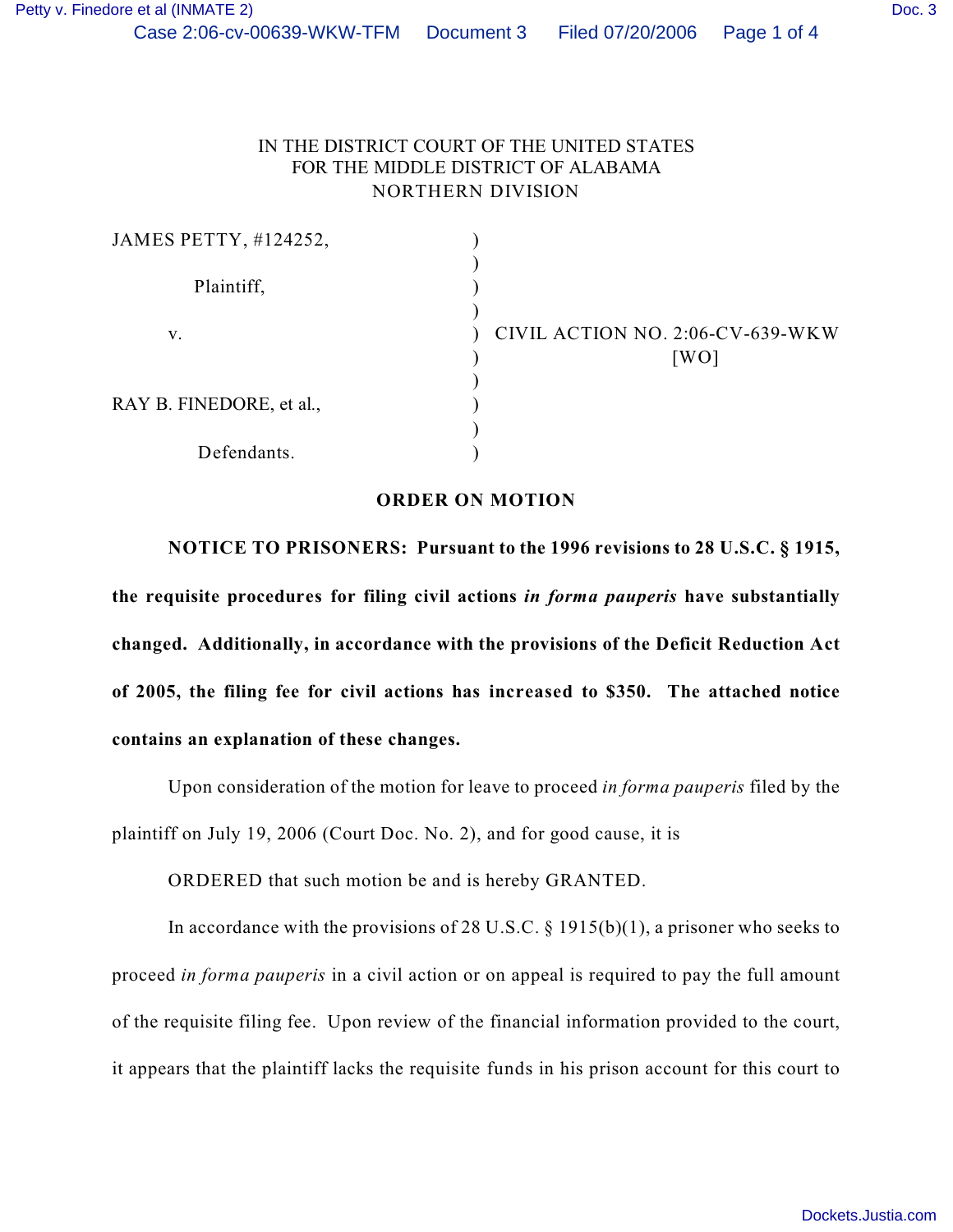IN THE DISTRICT COURT OF THE UNITED STATES
FOR THE MIDDLE DISTRICT OF ALABAMA
NORTHERN DIVISION

| | | |
|---|---|---|
| JAMES PETTY, #124252, | ) | |
| Plaintiff, | ) | |
| v. | ) | CIVIL ACTION NO. 2:06-CV-639-WKW [WO] |
| RAY B. FINEDORE, et al., | ) | |
| Defendants. | ) | |

## ORDER ON MOTION

**NOTICE TO PRISONERS: Pursuant to the 1996 revisions to 28 U.S.C. § 1915, the requisite procedures for filing civil actions *in forma pauperis* have substantially changed. Additionally, in accordance with the provisions of the Deficit Reduction Act of 2005, the filing fee for civil actions has increased to $350. The attached notice contains an explanation of these changes.**

Upon consideration of the motion for leave to proceed *in forma pauperis* filed by the plaintiff on July 19, 2006 (Court Doc. No. 2), and for good cause, it is

ORDERED that such motion be and is hereby GRANTED.

In accordance with the provisions of 28 U.S.C. § 1915(b)(1), a prisoner who seeks to proceed *in forma pauperis* in a civil action or on appeal is required to pay the full amount of the requisite filing fee. Upon review of the financial information provided to the court, it appears that the plaintiff lacks the requisite funds in his prison account for this court to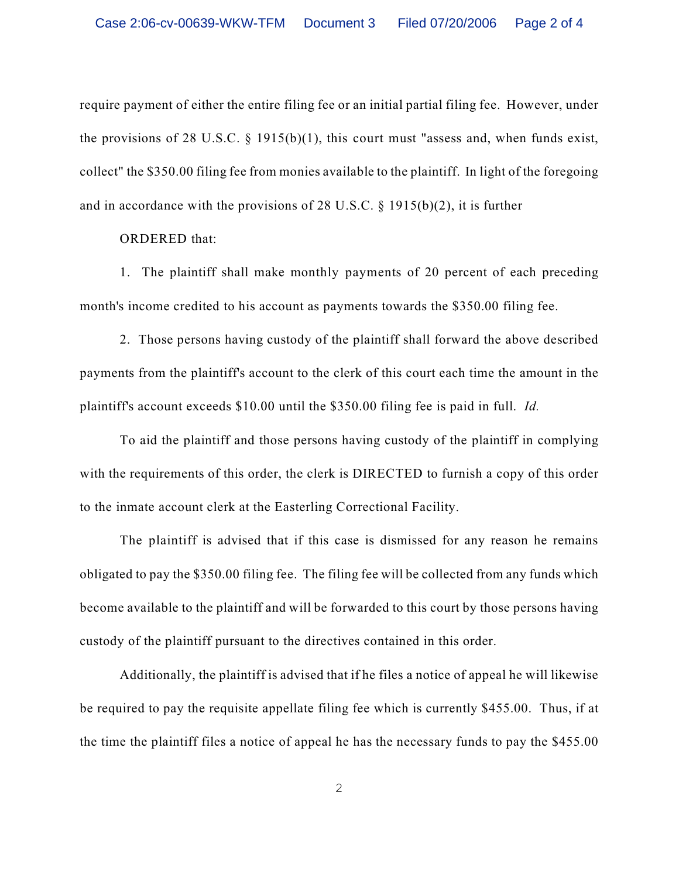require payment of either the entire filing fee or an initial partial filing fee. However, under the provisions of 28 U.S.C. § 1915(b)(1), this court must "assess and, when funds exist, collect" the $350.00 filing fee from monies available to the plaintiff. In light of the foregoing and in accordance with the provisions of 28 U.S.C. § 1915(b)(2), it is further

ORDERED that:

1. The plaintiff shall make monthly payments of 20 percent of each preceding month's income credited to his account as payments towards the $350.00 filing fee.

2. Those persons having custody of the plaintiff shall forward the above described payments from the plaintiff's account to the clerk of this court each time the amount in the plaintiff's account exceeds $10.00 until the $350.00 filing fee is paid in full. *Id.*

To aid the plaintiff and those persons having custody of the plaintiff in complying with the requirements of this order, the clerk is DIRECTED to furnish a copy of this order to the inmate account clerk at the Easterling Correctional Facility.

The plaintiff is advised that if this case is dismissed for any reason he remains obligated to pay the $350.00 filing fee. The filing fee will be collected from any funds which become available to the plaintiff and will be forwarded to this court by those persons having custody of the plaintiff pursuant to the directives contained in this order.

Additionally, the plaintiff is advised that if he files a notice of appeal he will likewise be required to pay the requisite appellate filing fee which is currently $455.00. Thus, if at the time the plaintiff files a notice of appeal he has the necessary funds to pay the $455.00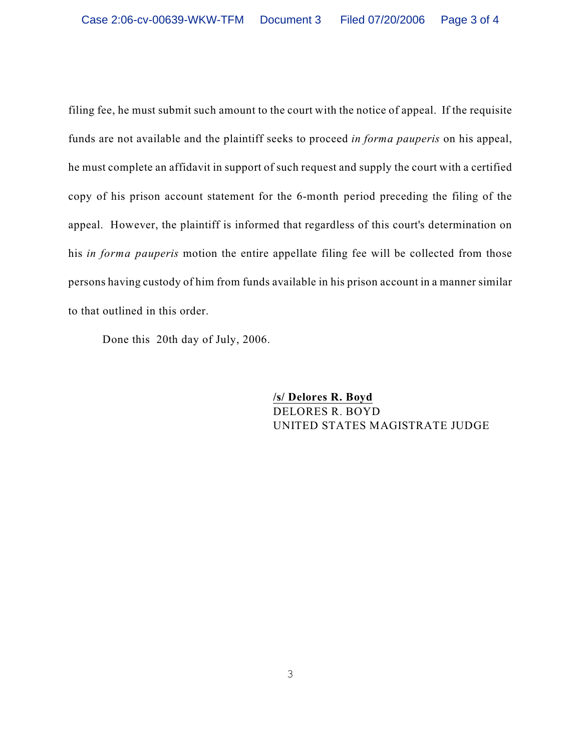filing fee, he must submit such amount to the court with the notice of appeal. If the requisite funds are not available and the plaintiff seeks to proceed *in forma pauperis* on his appeal, he must complete an affidavit in support of such request and supply the court with a certified copy of his prison account statement for the 6-month period preceding the filing of the appeal. However, the plaintiff is informed that regardless of this court's determination on his *in forma pauperis* motion the entire appellate filing fee will be collected from those persons having custody of him from funds available in his prison account in a manner similar to that outlined in this order.

Done this 20th day of July, 2006.

**/s/ Delores R. Boyd**
DELORES R. BOYD
UNITED STATES MAGISTRATE JUDGE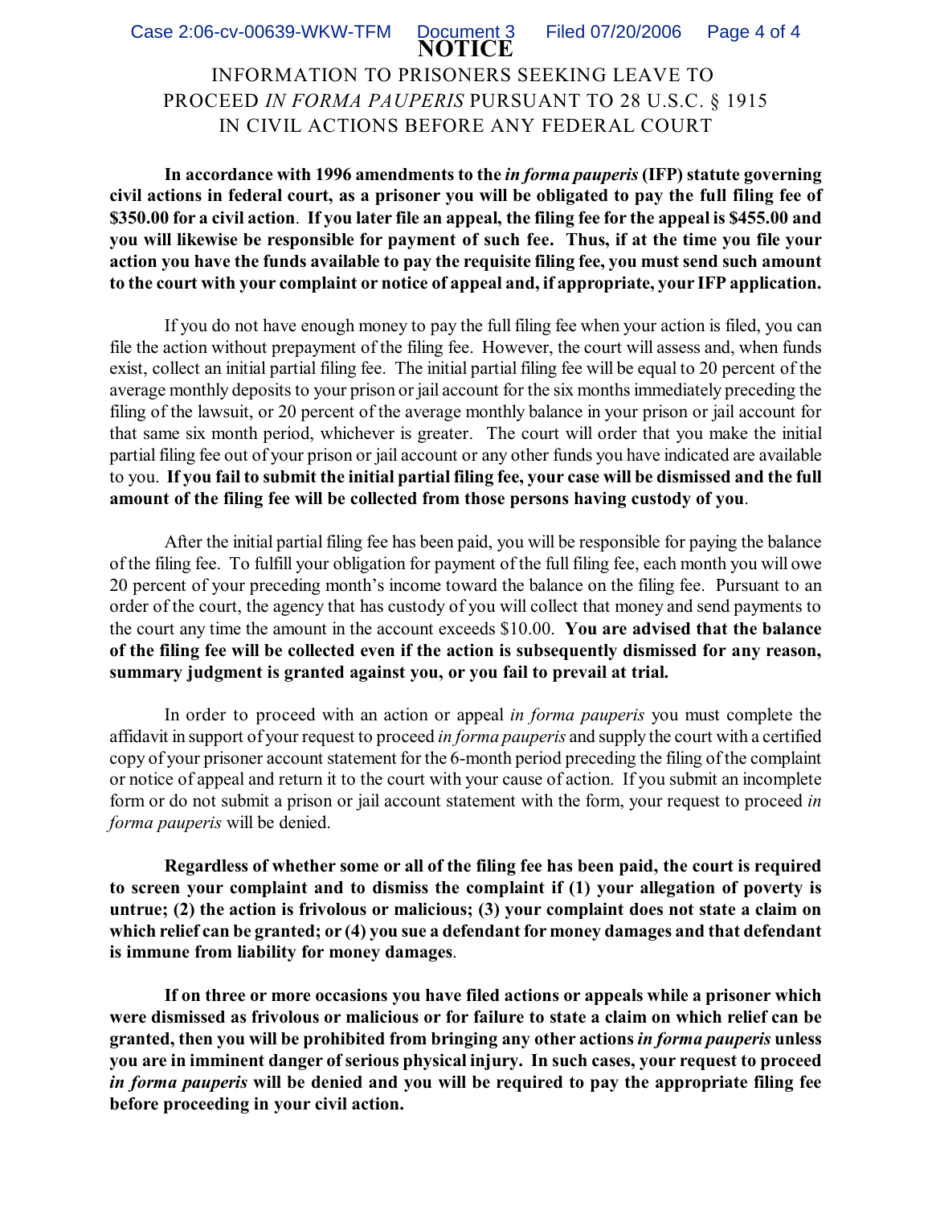# NOTICE

## INFORMATION TO PRISONERS SEEKING LEAVE TO PROCEED *IN FORMA PAUPERIS* PURSUANT TO 28 U.S.C. § 1915 IN CIVIL ACTIONS BEFORE ANY FEDERAL COURT

**In accordance with 1996 amendments to the *in forma pauperis* (IFP) statute governing civil actions in federal court, as a prisoner you will be obligated to pay the full filing fee of $350.00 for a civil action. If you later file an appeal, the filing fee for the appeal is $455.00 and you will likewise be responsible for payment of such fee. Thus, if at the time you file your action you have the funds available to pay the requisite filing fee, you must send such amount to the court with your complaint or notice of appeal and, if appropriate, your IFP application.**

If you do not have enough money to pay the full filing fee when your action is filed, you can file the action without prepayment of the filing fee. However, the court will assess and, when funds exist, collect an initial partial filing fee. The initial partial filing fee will be equal to 20 percent of the average monthly deposits to your prison or jail account for the six months immediately preceding the filing of the lawsuit, or 20 percent of the average monthly balance in your prison or jail account for that same six month period, whichever is greater. The court will order that you make the initial partial filing fee out of your prison or jail account or any other funds you have indicated are available to you. **If you fail to submit the initial partial filing fee, your case will be dismissed and the full amount of the filing fee will be collected from those persons having custody of you**.

After the initial partial filing fee has been paid, you will be responsible for paying the balance of the filing fee. To fulfill your obligation for payment of the full filing fee, each month you will owe 20 percent of your preceding month's income toward the balance on the filing fee. Pursuant to an order of the court, the agency that has custody of you will collect that money and send payments to the court any time the amount in the account exceeds $10.00. **You are advised that the balance of the filing fee will be collected even if the action is subsequently dismissed for any reason, summary judgment is granted against you, or you fail to prevail at trial.**

In order to proceed with an action or appeal *in forma pauperis* you must complete the affidavit in support of your request to proceed *in forma pauperis* and supply the court with a certified copy of your prisoner account statement for the 6-month period preceding the filing of the complaint or notice of appeal and return it to the court with your cause of action. If you submit an incomplete form or do not submit a prison or jail account statement with the form, your request to proceed *in forma pauperis* will be denied.

**Regardless of whether some or all of the filing fee has been paid, the court is required to screen your complaint and to dismiss the complaint if (1) your allegation of poverty is untrue; (2) the action is frivolous or malicious; (3) your complaint does not state a claim on which relief can be granted; or (4) you sue a defendant for money damages and that defendant is immune from liability for money damages**.

**If on three or more occasions you have filed actions or appeals while a prisoner which were dismissed as frivolous or malicious or for failure to state a claim on which relief can be granted, then you will be prohibited from bringing any other actions *in forma pauperis* unless you are in imminent danger of serious physical injury. In such cases, your request to proceed *in forma pauperis* will be denied and you will be required to pay the appropriate filing fee before proceeding in your civil action.**